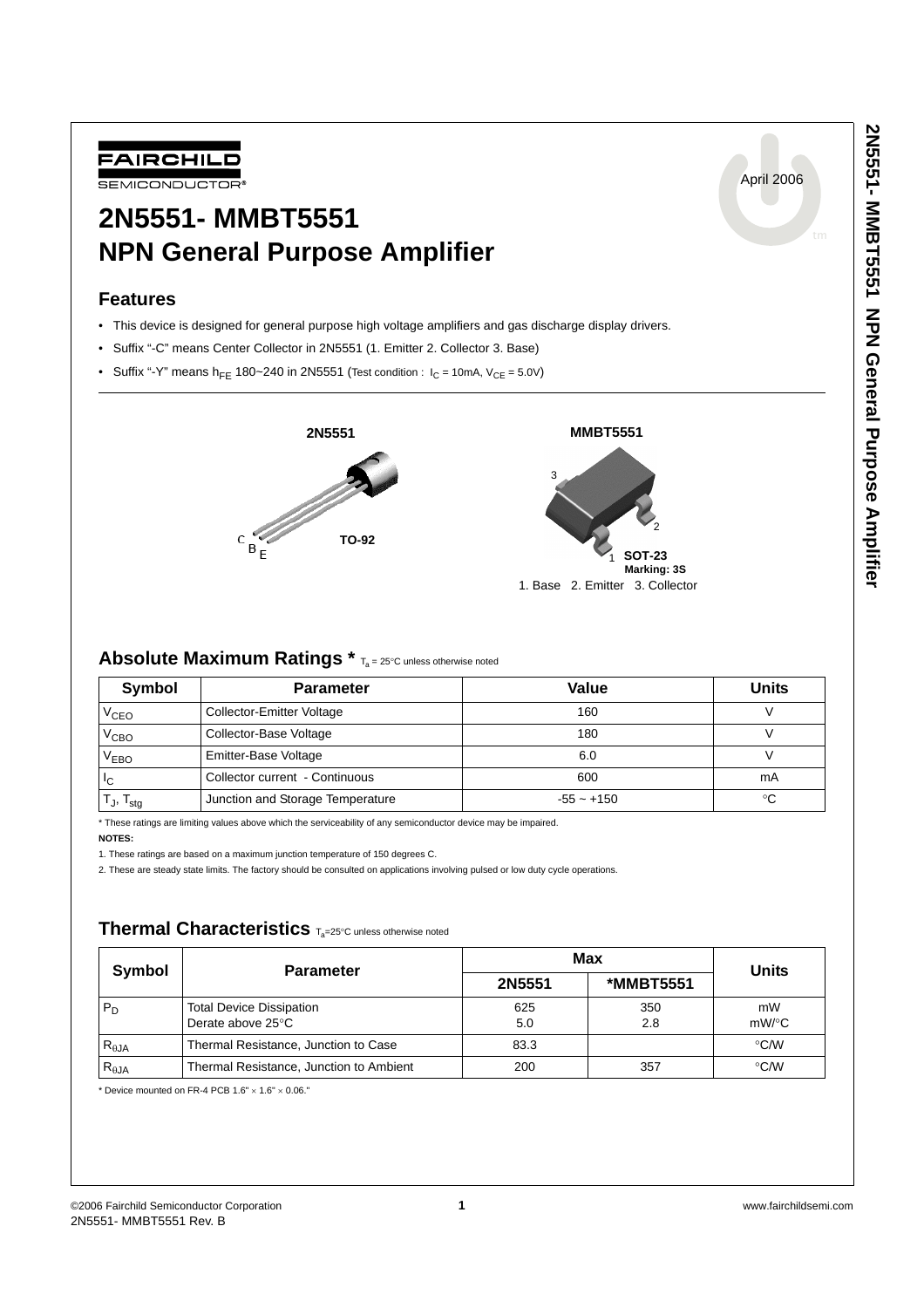FAIRCHILD SEMICONDUCTOR®

April 2006

# 2N5551- MMBT5551
# NPN General Purpose Amplifier

## Features

- This device is designed for general purpose high voltage amplifiers and gas discharge display drivers.
- Suffix "-C" means Center Collector in 2N5551 (1. Emitter 2. Collector 3. Base)
- Suffix "-Y" means $h_{FE}$ 180~240 in 2N5551 (Test condition : $I_C$ = 10mA, $V_{CE}$ = 5.0V)

**2N5551**

C B E

TO-92

**MMBT5551**

3 2 1

**SOT-23**
**Marking: 3S**

1. Base 2. Emitter 3. Collector

## Absolute Maximum Ratings * $T_a$ = 25°C unless otherwise noted

| Symbol | Parameter | Value | Units |
|---|---|---|---|
| $V_{CEO}$ | Collector-Emitter Voltage | 160 | V |
| $V_{CBO}$ | Collector-Base Voltage | 180 | V |
| $V_{EBO}$ | Emitter-Base Voltage | 6.0 | V |
| $I_C$ | Collector current - Continuous | 600 | mA |
| $T_J$, $T_{stg}$ | Junction and Storage Temperature | -55 ~ +150 | °C |

* These ratings are limiting values above which the serviceability of any semiconductor device may be impaired.

**NOTES:**

1. These ratings are based on a maximum junction temperature of 150 degrees C.
2. These are steady state limits. The factory should be consulted on applications involving pulsed or low duty cycle operations.

## Thermal Characteristics $T_a$=25°C unless otherwise noted

| Symbol | Parameter | Max | | Units |
|---|---|---|---|---|
| | | 2N5551 | *MMBT5551 | |
| $P_D$ | Total Device Dissipation<br>Derate above 25°C | 625<br>5.0 | 350<br>2.8 | mW<br>mW/°C |
| $R_{\theta JA}$ | Thermal Resistance, Junction to Case | 83.3 | | °C/W |
| $R_{\theta JA}$ | Thermal Resistance, Junction to Ambient | 200 | 357 | °C/W |

* Device mounted on FR-4 PCB 1.6" × 1.6" × 0.06."

©2006 Fairchild Semiconductor Corporation
2N5551- MMBT5551 Rev. B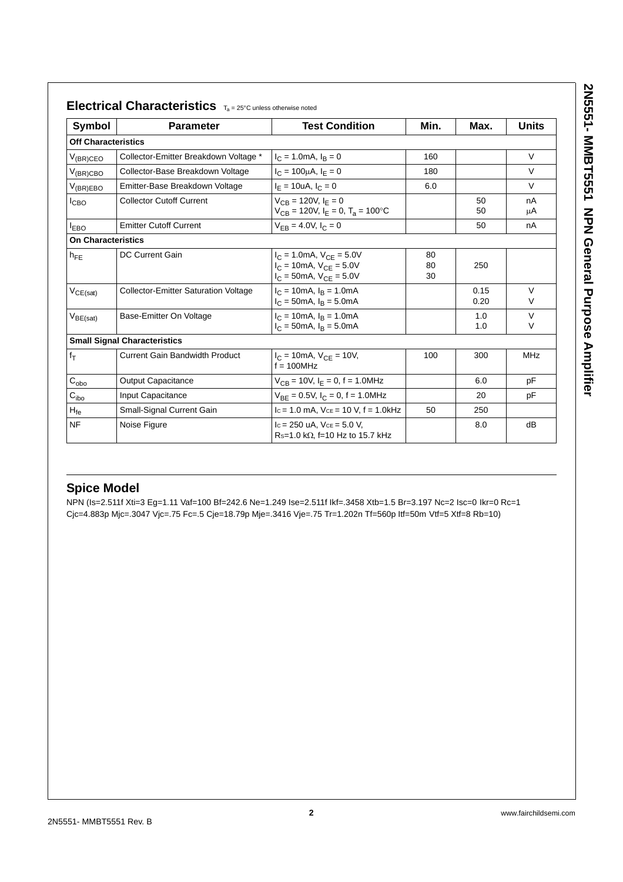## Electrical Characteristics $T_a$ = 25°C unless otherwise noted

| Symbol | Parameter | Test Condition | Min. | Max. | Units |
|---|---|---|---|---|---|
| **Off Characteristics** | | | | | |
| $V_{(BR)CEO}$ | Collector-Emitter Breakdown Voltage * | $I_C$ = 1.0mA, $I_B$ = 0 | 160 | | V |
| $V_{(BR)CBO}$ | Collector-Base Breakdown Voltage | $I_C$ = 100μA, $I_E$ = 0 | 180 | | V |
| $V_{(BR)EBO}$ | Emitter-Base Breakdown Voltage | $I_E$ = 10uA, $I_C$ = 0 | 6.0 | | V |
| $I_{CBO}$ | Collector Cutoff Current | $V_{CB}$ = 120V, $I_E$ = 0<br>$V_{CB}$ = 120V, $I_E$ = 0, $T_a$ = 100°C | | 50<br>50 | nA<br>μA |
| $I_{EBO}$ | Emitter Cutoff Current | $V_{EB}$ = 4.0V, $I_C$ = 0 | | 50 | nA |
| **On Characteristics** | | | | | |
| $h_{FE}$ | DC Current Gain | $I_C$ = 1.0mA, $V_{CE}$ = 5.0V<br>$I_C$ = 10mA, $V_{CE}$ = 5.0V<br>$I_C$ = 50mA, $V_{CE}$ = 5.0V | 80<br>80<br>30 | <br>250<br> | |
| $V_{CE(sat)}$ | Collector-Emitter Saturation Voltage | $I_C$ = 10mA, $I_B$ = 1.0mA<br>$I_C$ = 50mA, $I_B$ = 5.0mA | | 0.15<br>0.20 | V<br>V |
| $V_{BE(sat)}$ | Base-Emitter On Voltage | $I_C$ = 10mA, $I_B$ = 1.0mA<br>$I_C$ = 50mA, $I_B$ = 5.0mA | | 1.0<br>1.0 | V<br>V |
| **Small Signal Characteristics** | | | | | |
| $f_T$ | Current Gain Bandwidth Product | $I_C$ = 10mA, $V_{CE}$ = 10V,<br>f = 100MHz | 100 | 300 | MHz |
| $C_{obo}$ | Output Capacitance | $V_{CB}$ = 10V, $I_E$ = 0, f = 1.0MHz | | 6.0 | pF |
| $C_{ibo}$ | Input Capacitance | $V_{BE}$ = 0.5V, $I_C$ = 0, f = 1.0MHz | | 20 | pF |
| $H_{fe}$ | Small-Signal Current Gain | $I_C$ = 1.0 mA, $V_{CE}$ = 10 V, f = 1.0kHz | 50 | 250 | |
| NF | Noise Figure | $I_C$ = 250 uA, $V_{CE}$ = 5.0 V,<br>$R_S$=1.0 kΩ, f=10 Hz to 15.7 kHz | | 8.0 | dB |

## Spice Model

NPN (Is=2.511f Xti=3 Eg=1.11 Vaf=100 Bf=242.6 Ne=1.249 Ise=2.511f Ikf=.3458 Xtb=1.5 Br=3.197 Nc=2 Isc=0 Ikr=0 Rc=1 Cjc=4.883p Mjc=.3047 Vjc=.75 Fc=.5 Cje=18.79p Mje=.3416 Vje=.75 Tr=1.202n Tf=560p Itf=50m Vtf=5 Xtf=8 Rb=10)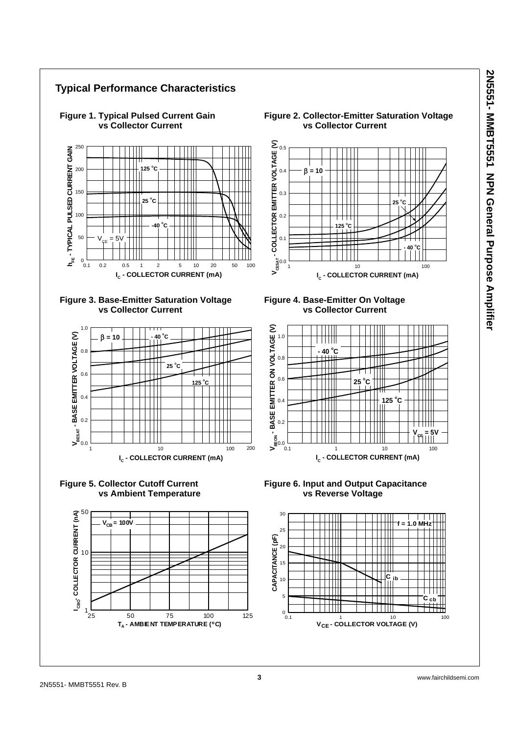## Typical Performance Characteristics

**Figure 1. Typical Pulsed Current Gain vs Collector Current**

$h_{FE}$ - TYPICAL PULSED CURRENT GAIN

125 °C

25 °C

-40 °C

$V_{CE}$ = 5V

$I_C$ - COLLECTOR CURRENT (mA)

**Figure 2. Collector-Emitter Saturation Voltage vs Collector Current**

$V_{CESAT}$ - COLLECTOR EMITTER VOLTAGE (V)

β = 10

25 °C

125 °C

- 40 °C

$I_C$ - COLLECTOR CURRENT (mA)

**Figure 3. Base-Emitter Saturation Voltage vs Collector Current**

$V_{BESAT}$ - BASE EMITTER VOLTAGE (V)

β = 10

- 40 °C

25 °C

125 °C

$I_C$ - COLLECTOR CURRENT (mA)

**Figure 4. Base-Emitter On Voltage vs Collector Current**

$V_{BEON}$ - BASE EMITTER ON VOLTAGE (V)

- 40 °C

25 °C

125 °C

$V_{CE}$ = 5V

$I_C$ - COLLECTOR CURRENT (mA)

**Figure 5. Collector Cutoff Current vs Ambient Temperature**

$I_{CBO}$ - COLLECTOR CURRENT (nA)

$V_{CB}$ = 100V

$T_A$ - AMBIENT TEMPERATURE (°C)

**Figure 6. Input and Output Capacitance vs Reverse Voltage**

CAPACITANCE (pF)

f = 1.0 MHz

$C_{ib}$

$C_{cb}$

$V_{CE}$ - COLLECTOR VOLTAGE (V)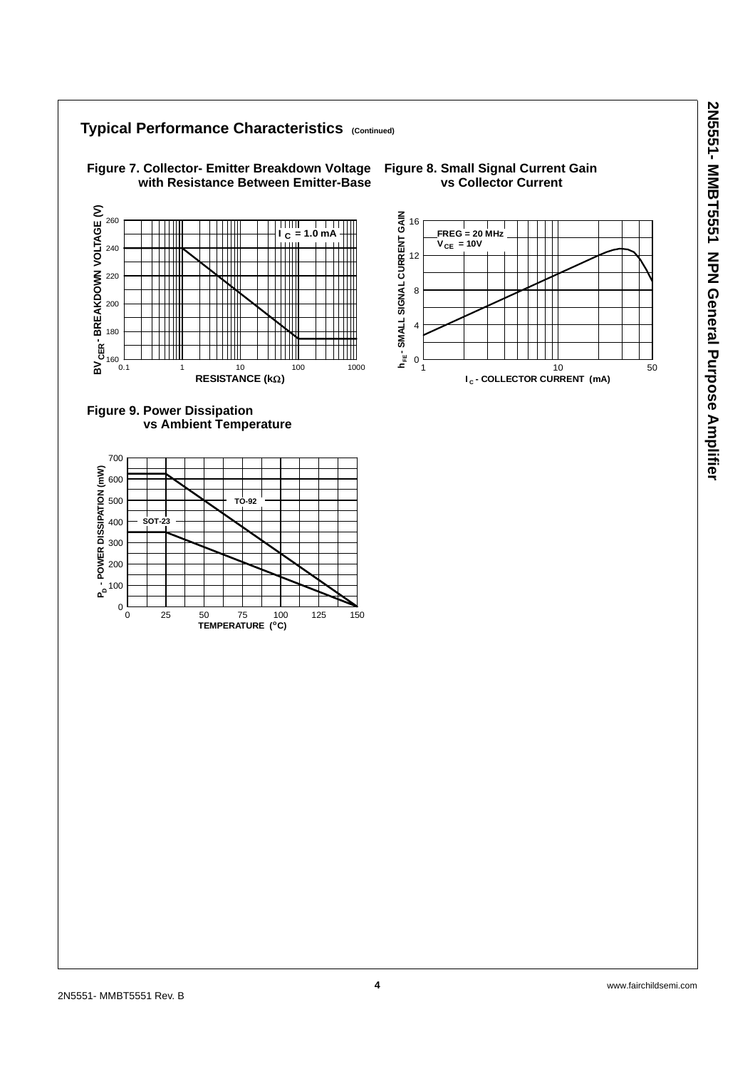## Typical Performance Characteristics (Continued)

**Figure 7. Collector- Emitter Breakdown Voltage with Resistance Between Emitter-Base**

$I_C$ = 1.0 mA

$BV_{CER}$ - BREAKDOWN VOLTAGE (V)

RESISTANCE (kΩ)

**Figure 8. Small Signal Current Gain vs Collector Current**

FREG = 20 MHz
$V_{CE}$ = 10V

$h_{FE}$ - SMALL SIGNAL CURRENT GAIN

$I_C$ - COLLECTOR CURRENT (mA)

**Figure 9. Power Dissipation vs Ambient Temperature**

TO-92

SOT-23

$P_D$ - POWER DISSIPATION (mW)

TEMPERATURE (°C)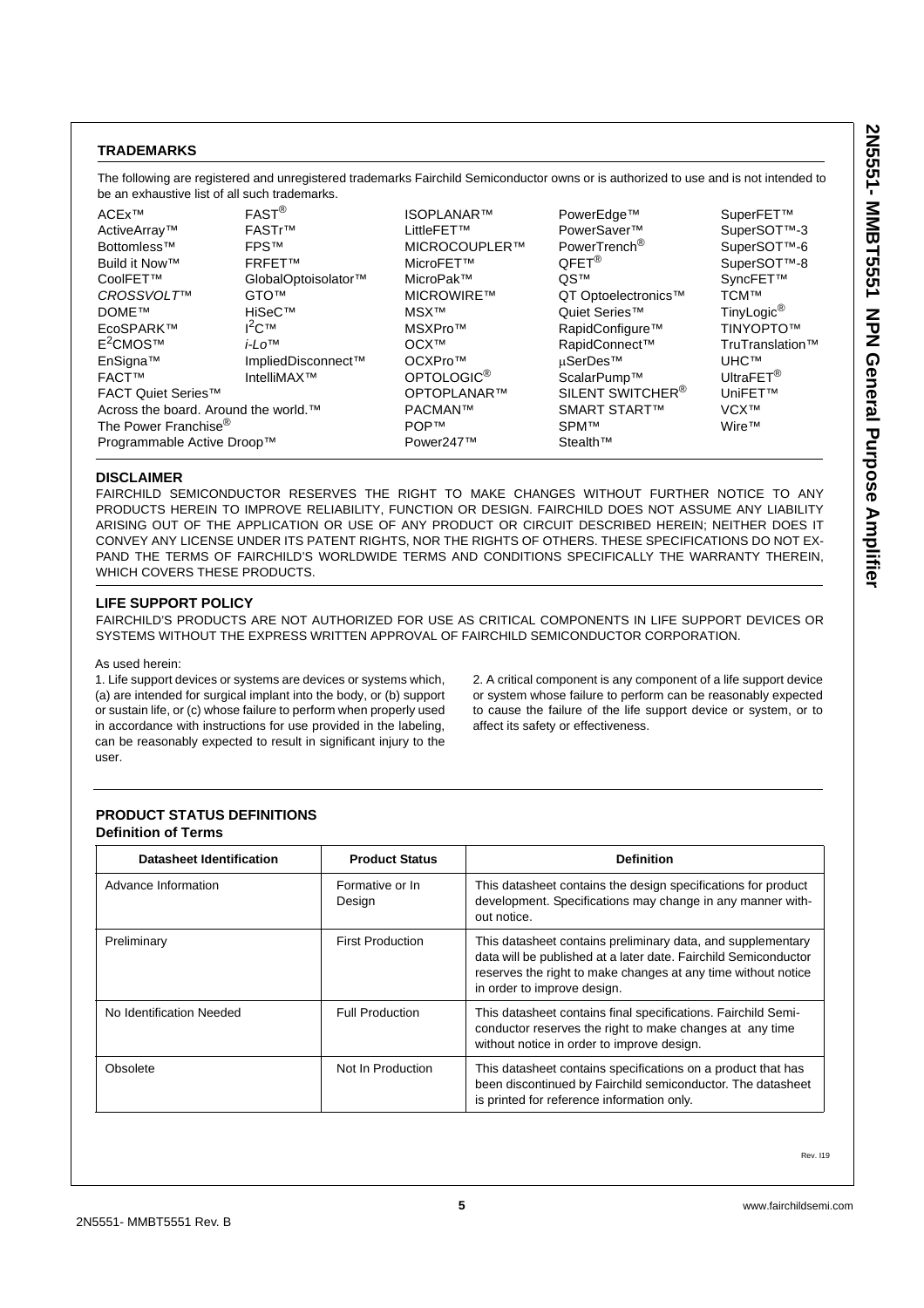## TRADEMARKS

The following are registered and unregistered trademarks Fairchild Semiconductor owns or is authorized to use and is not intended to be an exhaustive list of all such trademarks.

| | | | | |
|---|---|---|---|---|
| ACEx™ | FAST® | ISOPLANAR™ | PowerEdge™ | SuperFET™ |
| ActiveArray™ | FASTr™ | LittleFET™ | PowerSaver™ | SuperSOT™-3 |
| Bottomless™ | FPS™ | MICROCOUPLER™ | PowerTrench® | SuperSOT™-6 |
| Build it Now™ | FRFET™ | MicroFET™ | QFET® | SuperSOT™-8 |
| CoolFET™ | GlobalOptoisolator™ | MicroPak™ | QS™ | SyncFET™ |
| *CROSSVOLT*™ | GTO™ | MICROWIRE™ | QT Optoelectronics™ | TCM™ |
| DOME™ | HiSeC™ | MSX™ | Quiet Series™ | TinyLogic® |
| EcoSPARK™ | $I^2C$™ | MSXPro™ | RapidConfigure™ | TINYOPTO™ |
| $E^2CMOS$™ | *i-Lo*™ | OCX™ | RapidConnect™ | TruTranslation™ |
| EnSigna™ | ImpliedDisconnect™ | OCXPro™ | µSerDes™ | UHC™ |
| FACT™ | IntelliMAX™ | OPTOLOGIC® | ScalarPump™ | UltraFET® |
| FACT Quiet Series™ | | OPTOPLANAR™ | SILENT SWITCHER® | UniFET™ |
| Across the board. Around the world.™ | | PACMAN™ | SMART START™ | VCX™ |
| The Power Franchise® | | POP™ | SPM™ | Wire™ |
| Programmable Active Droop™ | | Power247™ | Stealth™ | |

## DISCLAIMER

FAIRCHILD SEMICONDUCTOR RESERVES THE RIGHT TO MAKE CHANGES WITHOUT FURTHER NOTICE TO ANY PRODUCTS HEREIN TO IMPROVE RELIABILITY, FUNCTION OR DESIGN. FAIRCHILD DOES NOT ASSUME ANY LIABILITY ARISING OUT OF THE APPLICATION OR USE OF ANY PRODUCT OR CIRCUIT DESCRIBED HEREIN; NEITHER DOES IT CONVEY ANY LICENSE UNDER ITS PATENT RIGHTS, NOR THE RIGHTS OF OTHERS. THESE SPECIFICATIONS DO NOT EXPAND THE TERMS OF FAIRCHILD'S WORLDWIDE TERMS AND CONDITIONS SPECIFICALLY THE WARRANTY THEREIN, WHICH COVERS THESE PRODUCTS.

## LIFE SUPPORT POLICY

FAIRCHILD'S PRODUCTS ARE NOT AUTHORIZED FOR USE AS CRITICAL COMPONENTS IN LIFE SUPPORT DEVICES OR SYSTEMS WITHOUT THE EXPRESS WRITTEN APPROVAL OF FAIRCHILD SEMICONDUCTOR CORPORATION.

As used herein:

1. Life support devices or systems are devices or systems which, (a) are intended for surgical implant into the body, or (b) support or sustain life, or (c) whose failure to perform when properly used in accordance with instructions for use provided in the labeling, can be reasonably expected to result in significant injury to the user.

2. A critical component is any component of a life support device or system whose failure to perform can be reasonably expected to cause the failure of the life support device or system, or to affect its safety or effectiveness.

## PRODUCT STATUS DEFINITIONS

### Definition of Terms

| Datasheet Identification | Product Status | Definition |
|---|---|---|
| Advance Information | Formative or In Design | This datasheet contains the design specifications for product development. Specifications may change in any manner without notice. |
| Preliminary | First Production | This datasheet contains preliminary data, and supplementary data will be published at a later date. Fairchild Semiconductor reserves the right to make changes at any time without notice in order to improve design. |
| No Identification Needed | Full Production | This datasheet contains final specifications. Fairchild Semiconductor reserves the right to make changes at any time without notice in order to improve design. |
| Obsolete | Not In Production | This datasheet contains specifications on a product that has been discontinued by Fairchild semiconductor. The datasheet is printed for reference information only. |

Rev. I19